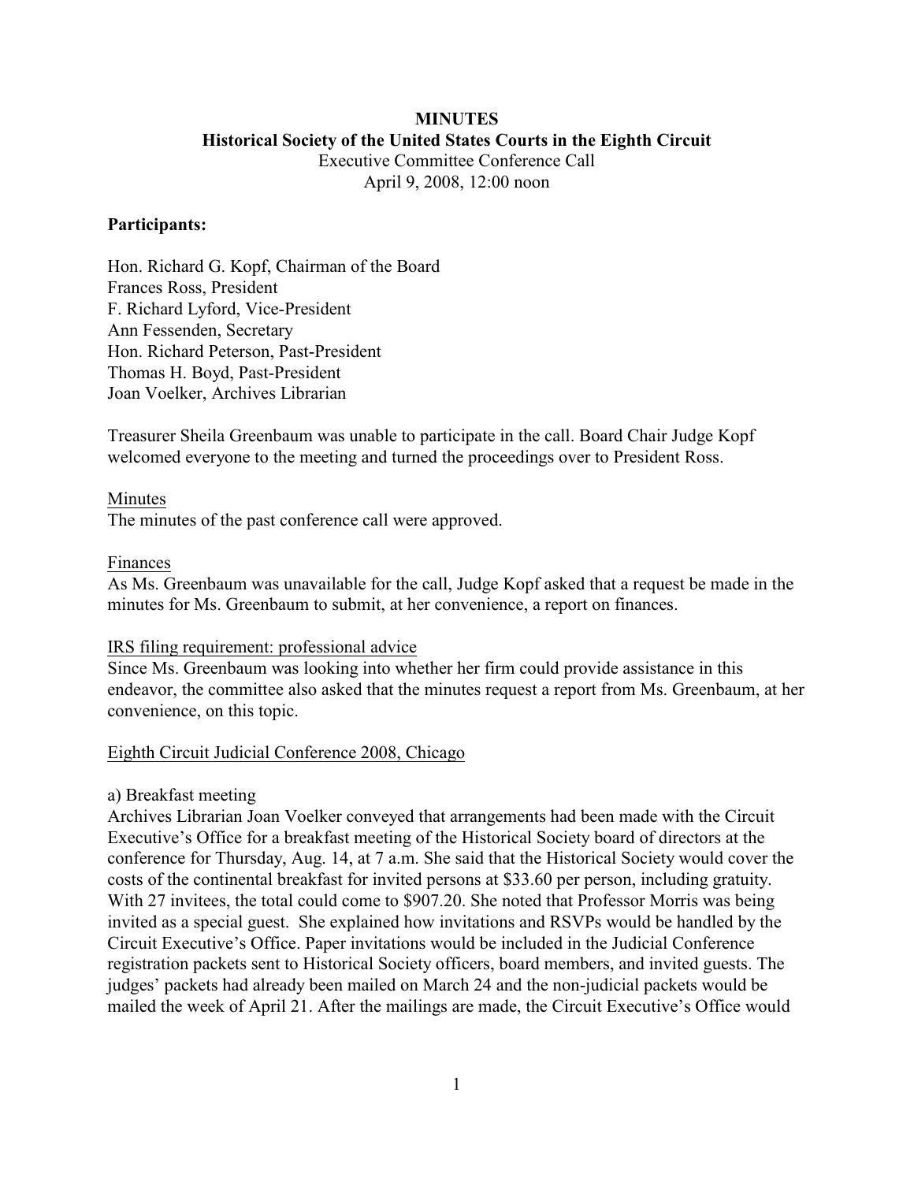# MINUTES

## Historical Society of the United States Courts in the Eighth Circuit

Executive Committee Conference Call
April 9, 2008, 12:00 noon

**Participants:**

Hon. Richard G. Kopf, Chairman of the Board
Frances Ross, President
F. Richard Lyford, Vice-President
Ann Fessenden, Secretary
Hon. Richard Peterson, Past-President
Thomas H. Boyd, Past-President
Joan Voelker, Archives Librarian

Treasurer Sheila Greenbaum was unable to participate in the call. Board Chair Judge Kopf welcomed everyone to the meeting and turned the proceedings over to President Ross.

<u>Minutes</u>

The minutes of the past conference call were approved.

<u>Finances</u>

As Ms. Greenbaum was unavailable for the call, Judge Kopf asked that a request be made in the minutes for Ms. Greenbaum to submit, at her convenience, a report on finances.

<u>IRS filing requirement: professional advice</u>

Since Ms. Greenbaum was looking into whether her firm could provide assistance in this endeavor, the committee also asked that the minutes request a report from Ms. Greenbaum, at her convenience, on this topic.

<u>Eighth Circuit Judicial Conference 2008, Chicago</u>

a) Breakfast meeting

Archives Librarian Joan Voelker conveyed that arrangements had been made with the Circuit Executive's Office for a breakfast meeting of the Historical Society board of directors at the conference for Thursday, Aug. 14, at 7 a.m. She said that the Historical Society would cover the costs of the continental breakfast for invited persons at $33.60 per person, including gratuity. With 27 invitees, the total could come to $907.20. She noted that Professor Morris was being invited as a special guest. She explained how invitations and RSVPs would be handled by the Circuit Executive's Office. Paper invitations would be included in the Judicial Conference registration packets sent to Historical Society officers, board members, and invited guests. The judges' packets had already been mailed on March 24 and the non-judicial packets would be mailed the week of April 21. After the mailings are made, the Circuit Executive's Office would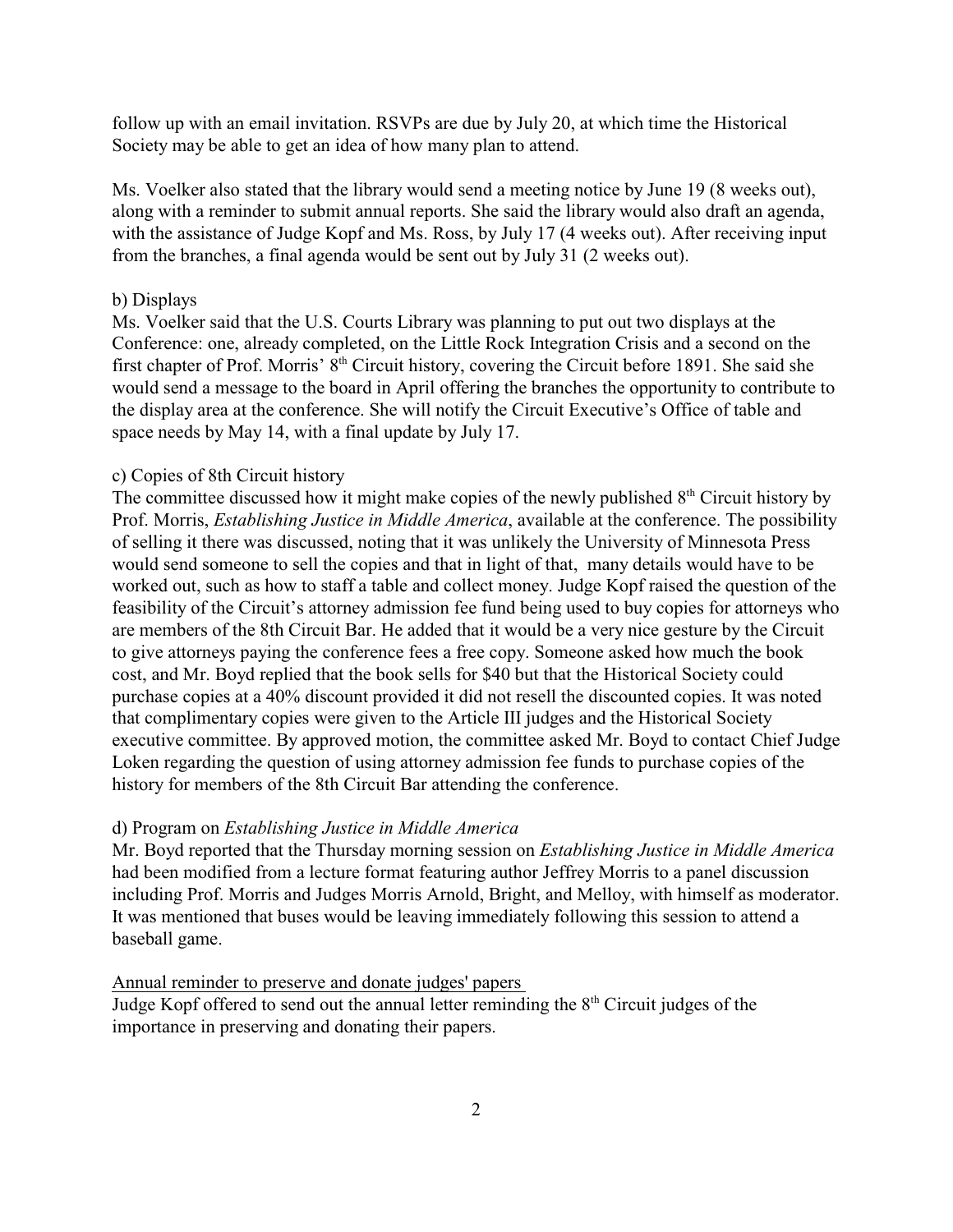follow up with an email invitation. RSVPs are due by July 20, at which time the Historical Society may be able to get an idea of how many plan to attend.

Ms. Voelker also stated that the library would send a meeting notice by June 19 (8 weeks out), along with a reminder to submit annual reports. She said the library would also draft an agenda, with the assistance of Judge Kopf and Ms. Ross, by July 17 (4 weeks out). After receiving input from the branches, a final agenda would be sent out by July 31 (2 weeks out).

b) Displays

Ms. Voelker said that the U.S. Courts Library was planning to put out two displays at the Conference: one, already completed, on the Little Rock Integration Crisis and a second on the first chapter of Prof. Morris' 8th Circuit history, covering the Circuit before 1891. She said she would send a message to the board in April offering the branches the opportunity to contribute to the display area at the conference. She will notify the Circuit Executive's Office of table and space needs by May 14, with a final update by July 17.

c) Copies of 8th Circuit history

The committee discussed how it might make copies of the newly published 8th Circuit history by Prof. Morris, *Establishing Justice in Middle America*, available at the conference. The possibility of selling it there was discussed, noting that it was unlikely the University of Minnesota Press would send someone to sell the copies and that in light of that, many details would have to be worked out, such as how to staff a table and collect money. Judge Kopf raised the question of the feasibility of the Circuit's attorney admission fee fund being used to buy copies for attorneys who are members of the 8th Circuit Bar. He added that it would be a very nice gesture by the Circuit to give attorneys paying the conference fees a free copy. Someone asked how much the book cost, and Mr. Boyd replied that the book sells for $40 but that the Historical Society could purchase copies at a 40% discount provided it did not resell the discounted copies. It was noted that complimentary copies were given to the Article III judges and the Historical Society executive committee. By approved motion, the committee asked Mr. Boyd to contact Chief Judge Loken regarding the question of using attorney admission fee funds to purchase copies of the history for members of the 8th Circuit Bar attending the conference.

d) Program on *Establishing Justice in Middle America*

Mr. Boyd reported that the Thursday morning session on *Establishing Justice in Middle America* had been modified from a lecture format featuring author Jeffrey Morris to a panel discussion including Prof. Morris and Judges Morris Arnold, Bright, and Melloy, with himself as moderator. It was mentioned that buses would be leaving immediately following this session to attend a baseball game.

<u>Annual reminder to preserve and donate judges' papers</u>

Judge Kopf offered to send out the annual letter reminding the 8th Circuit judges of the importance in preserving and donating their papers.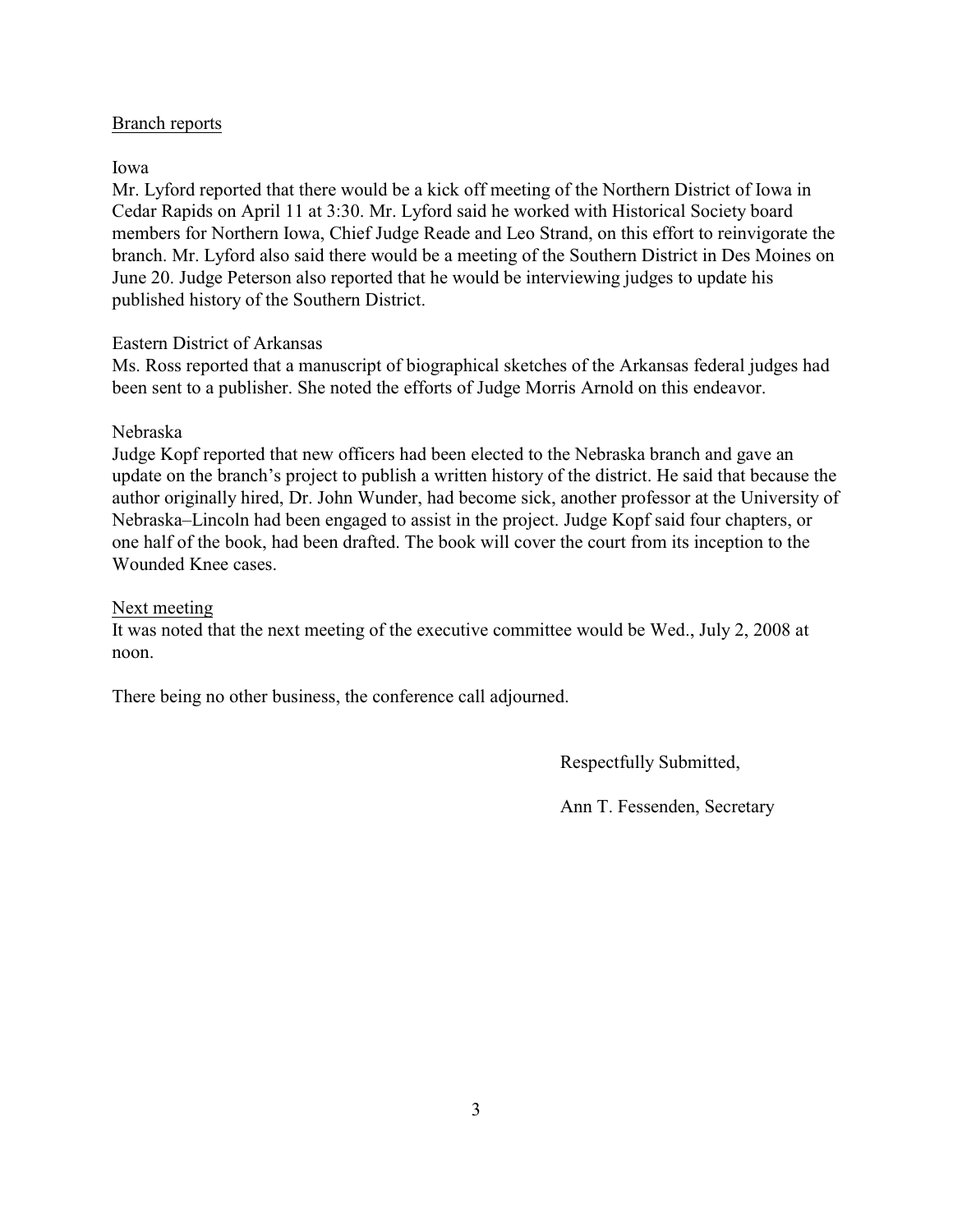<u>Branch reports</u>

Iowa

Mr. Lyford reported that there would be a kick off meeting of the Northern District of Iowa in Cedar Rapids on April 11 at 3:30. Mr. Lyford said he worked with Historical Society board members for Northern Iowa, Chief Judge Reade and Leo Strand, on this effort to reinvigorate the branch. Mr. Lyford also said there would be a meeting of the Southern District in Des Moines on June 20. Judge Peterson also reported that he would be interviewing judges to update his published history of the Southern District.

Eastern District of Arkansas

Ms. Ross reported that a manuscript of biographical sketches of the Arkansas federal judges had been sent to a publisher. She noted the efforts of Judge Morris Arnold on this endeavor.

Nebraska

Judge Kopf reported that new officers had been elected to the Nebraska branch and gave an update on the branch's project to publish a written history of the district. He said that because the author originally hired, Dr. John Wunder, had become sick, another professor at the University of Nebraska–Lincoln had been engaged to assist in the project. Judge Kopf said four chapters, or one half of the book, had been drafted. The book will cover the court from its inception to the Wounded Knee cases.

<u>Next meeting</u>

It was noted that the next meeting of the executive committee would be Wed., July 2, 2008 at noon.

There being no other business, the conference call adjourned.

Respectfully Submitted,

Ann T. Fessenden, Secretary